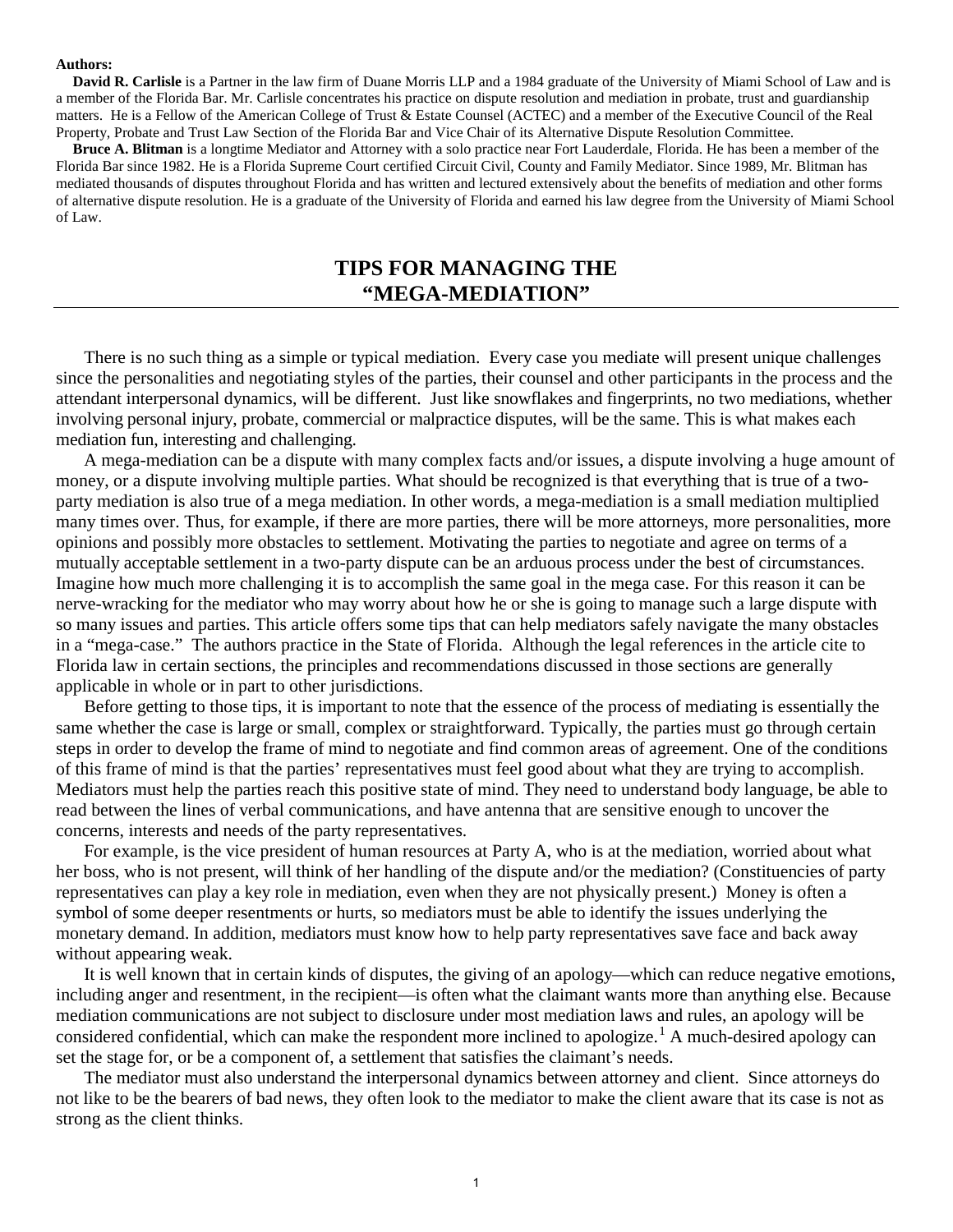**Authors:**

**David R. Carlisle** is a Partner in the law firm of Duane Morris LLP and a 1984 graduate of the University of Miami School of Law and is a member of the Florida Bar. Mr. Carlisle concentrates his practice on dispute resolution and mediation in probate, trust and guardianship matters. He is a Fellow of the American College of Trust & Estate Counsel (ACTEC) and a member of the Executive Council of the Real Property, Probate and Trust Law Section of the Florida Bar and Vice Chair of its Alternative Dispute Resolution Committee.

**Bruce A. Blitman** is a longtime Mediator and Attorney with a solo practice near Fort Lauderdale, Florida. He has been a member of the Florida Bar since 1982. He is a Florida Supreme Court certified Circuit Civil, County and Family Mediator. Since 1989, Mr. Blitman has mediated thousands of disputes throughout Florida and has written and lectured extensively about the benefits of mediation and other forms of alternative dispute resolution. He is a graduate of the University of Florida and earned his law degree from the University of Miami School of Law.

# TIPS FOR MANAGING THE "MEGA-MEDIATION"

There is no such thing as a simple or typical mediation. Every case you mediate will present unique challenges since the personalities and negotiating styles of the parties, their counsel and other participants in the process and the attendant interpersonal dynamics, will be different. Just like snowflakes and fingerprints, no two mediations, whether involving personal injury, probate, commercial or malpractice disputes, will be the same. This is what makes each mediation fun, interesting and challenging.

A mega-mediation can be a dispute with many complex facts and/or issues, a dispute involving a huge amount of money, or a dispute involving multiple parties. What should be recognized is that everything that is true of a two-party mediation is also true of a mega mediation. In other words, a mega-mediation is a small mediation multiplied many times over. Thus, for example, if there are more parties, there will be more attorneys, more personalities, more opinions and possibly more obstacles to settlement. Motivating the parties to negotiate and agree on terms of a mutually acceptable settlement in a two-party dispute can be an arduous process under the best of circumstances. Imagine how much more challenging it is to accomplish the same goal in the mega case. For this reason it can be nerve-wracking for the mediator who may worry about how he or she is going to manage such a large dispute with so many issues and parties. This article offers some tips that can help mediators safely navigate the many obstacles in a "mega-case." The authors practice in the State of Florida. Although the legal references in the article cite to Florida law in certain sections, the principles and recommendations discussed in those sections are generally applicable in whole or in part to other jurisdictions.

Before getting to those tips, it is important to note that the essence of the process of mediating is essentially the same whether the case is large or small, complex or straightforward. Typically, the parties must go through certain steps in order to develop the frame of mind to negotiate and find common areas of agreement. One of the conditions of this frame of mind is that the parties' representatives must feel good about what they are trying to accomplish. Mediators must help the parties reach this positive state of mind. They need to understand body language, be able to read between the lines of verbal communications, and have antenna that are sensitive enough to uncover the concerns, interests and needs of the party representatives.

For example, is the vice president of human resources at Party A, who is at the mediation, worried about what her boss, who is not present, will think of her handling of the dispute and/or the mediation? (Constituencies of party representatives can play a key role in mediation, even when they are not physically present.) Money is often a symbol of some deeper resentments or hurts, so mediators must be able to identify the issues underlying the monetary demand. In addition, mediators must know how to help party representatives save face and back away without appearing weak.

It is well known that in certain kinds of disputes, the giving of an apology—which can reduce negative emotions, including anger and resentment, in the recipient—is often what the claimant wants more than anything else. Because mediation communications are not subject to disclosure under most mediation laws and rules, an apology will be considered confidential, which can make the respondent more inclined to apologize.[1] A much-desired apology can set the stage for, or be a component of, a settlement that satisfies the claimant's needs.

The mediator must also understand the interpersonal dynamics between attorney and client. Since attorneys do not like to be the bearers of bad news, they often look to the mediator to make the client aware that its case is not as strong as the client thinks.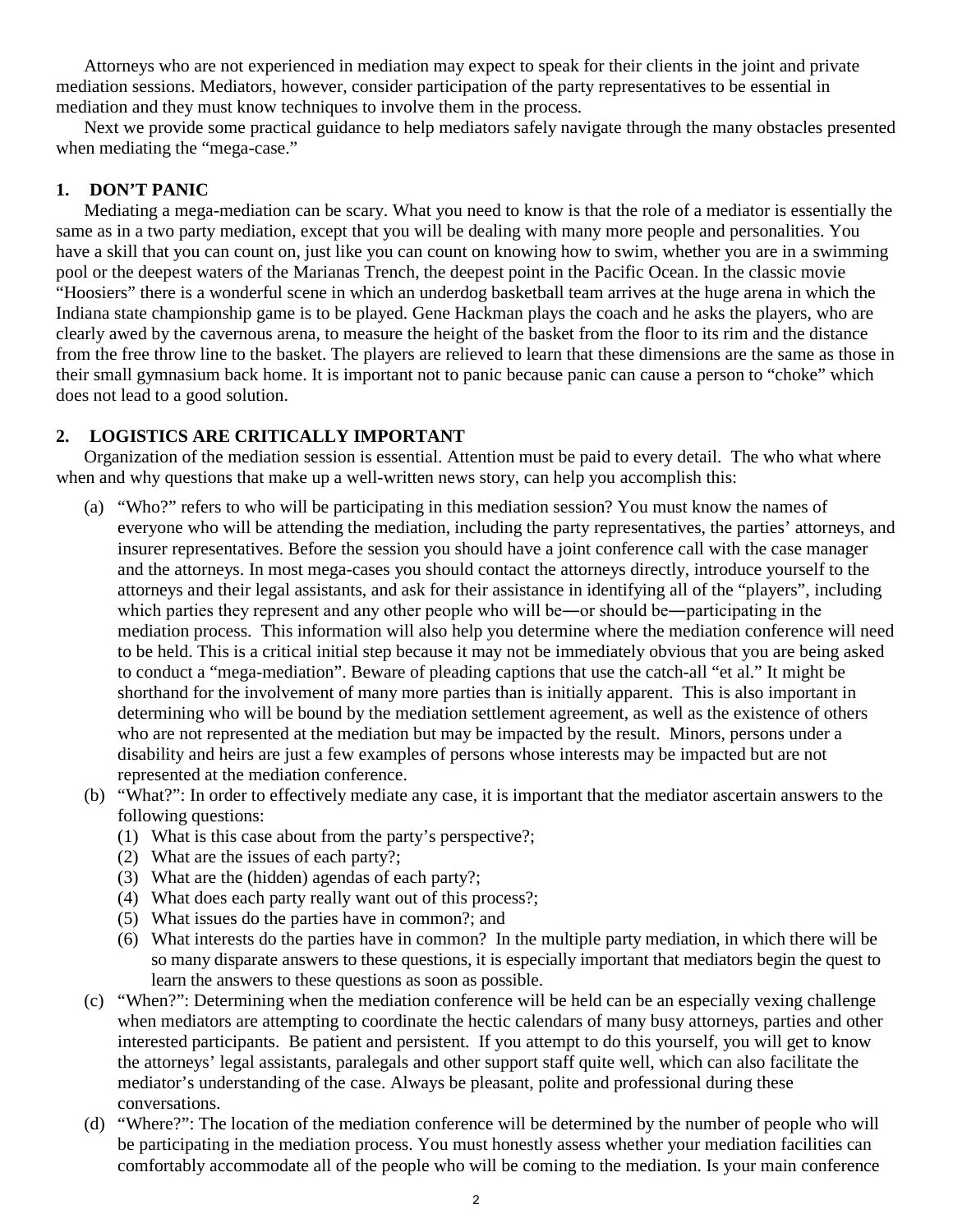Attorneys who are not experienced in mediation may expect to speak for their clients in the joint and private mediation sessions. Mediators, however, consider participation of the party representatives to be essential in mediation and they must know techniques to involve them in the process.

Next we provide some practical guidance to help mediators safely navigate through the many obstacles presented when mediating the "mega-case."

## 1. DON'T PANIC

Mediating a mega-mediation can be scary. What you need to know is that the role of a mediator is essentially the same as in a two party mediation, except that you will be dealing with many more people and personalities. You have a skill that you can count on, just like you can count on knowing how to swim, whether you are in a swimming pool or the deepest waters of the Marianas Trench, the deepest point in the Pacific Ocean. In the classic movie "Hoosiers" there is a wonderful scene in which an underdog basketball team arrives at the huge arena in which the Indiana state championship game is to be played. Gene Hackman plays the coach and he asks the players, who are clearly awed by the cavernous arena, to measure the height of the basket from the floor to its rim and the distance from the free throw line to the basket. The players are relieved to learn that these dimensions are the same as those in their small gymnasium back home. It is important not to panic because panic can cause a person to "choke" which does not lead to a good solution.

## 2. LOGISTICS ARE CRITICALLY IMPORTANT

Organization of the mediation session is essential. Attention must be paid to every detail. The who what where when and why questions that make up a well-written news story, can help you accomplish this:

(a) "Who?" refers to who will be participating in this mediation session? You must know the names of everyone who will be attending the mediation, including the party representatives, the parties' attorneys, and insurer representatives. Before the session you should have a joint conference call with the case manager and the attorneys. In most mega-cases you should contact the attorneys directly, introduce yourself to the attorneys and their legal assistants, and ask for their assistance in identifying all of the "players", including which parties they represent and any other people who will be—or should be—participating in the mediation process. This information will also help you determine where the mediation conference will need to be held. This is a critical initial step because it may not be immediately obvious that you are being asked to conduct a "mega-mediation". Beware of pleading captions that use the catch-all "et al." It might be shorthand for the involvement of many more parties than is initially apparent. This is also important in determining who will be bound by the mediation settlement agreement, as well as the existence of others who are not represented at the mediation but may be impacted by the result. Minors, persons under a disability and heirs are just a few examples of persons whose interests may be impacted but are not represented at the mediation conference.

(b) "What?": In order to effectively mediate any case, it is important that the mediator ascertain answers to the following questions:
   1. What is this case about from the party's perspective?;
   2. What are the issues of each party?;
   3. What are the (hidden) agendas of each party?;
   4. What does each party really want out of this process?;
   5. What issues do the parties have in common?; and
   6. What interests do the parties have in common? In the multiple party mediation, in which there will be so many disparate answers to these questions, it is especially important that mediators begin the quest to learn the answers to these questions as soon as possible.

(c) "When?": Determining when the mediation conference will be held can be an especially vexing challenge when mediators are attempting to coordinate the hectic calendars of many busy attorneys, parties and other interested participants. Be patient and persistent. If you attempt to do this yourself, you will get to know the attorneys' legal assistants, paralegals and other support staff quite well, which can also facilitate the mediator's understanding of the case. Always be pleasant, polite and professional during these conversations.

(d) "Where?": The location of the mediation conference will be determined by the number of people who will be participating in the mediation process. You must honestly assess whether your mediation facilities can comfortably accommodate all of the people who will be coming to the mediation. Is your main conference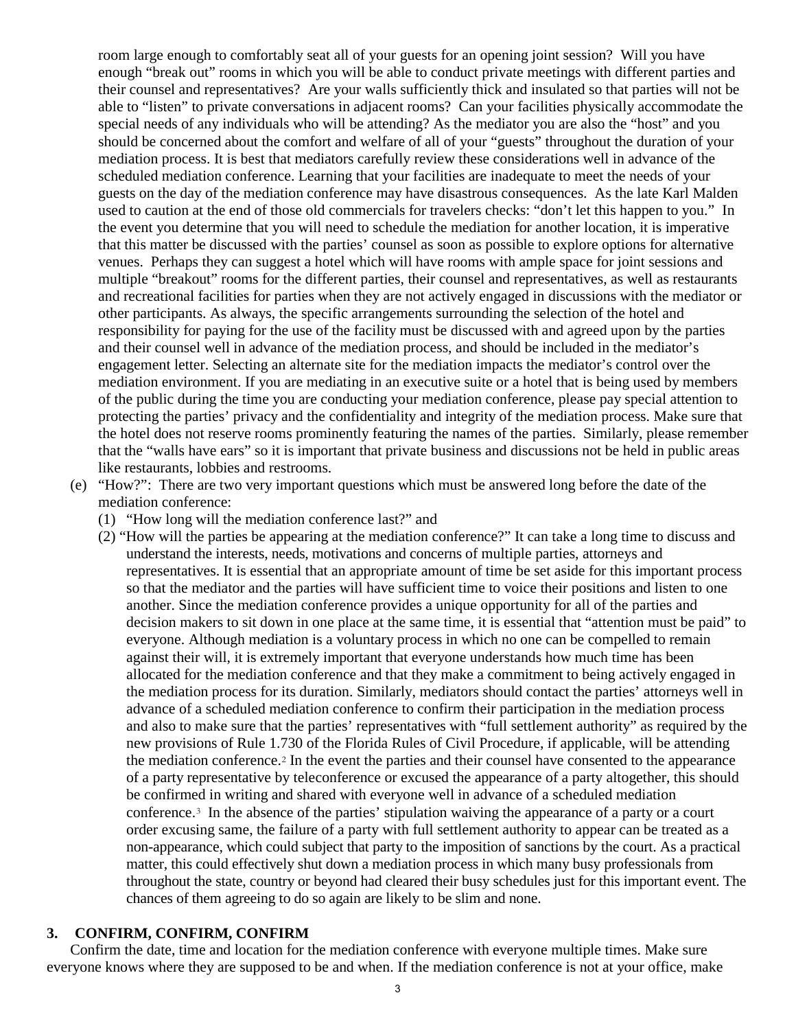room large enough to comfortably seat all of your guests for an opening joint session? Will you have enough "break out" rooms in which you will be able to conduct private meetings with different parties and their counsel and representatives? Are your walls sufficiently thick and insulated so that parties will not be able to "listen" to private conversations in adjacent rooms? Can your facilities physically accommodate the special needs of any individuals who will be attending? As the mediator you are also the "host" and you should be concerned about the comfort and welfare of all of your "guests" throughout the duration of your mediation process. It is best that mediators carefully review these considerations well in advance of the scheduled mediation conference. Learning that your facilities are inadequate to meet the needs of your guests on the day of the mediation conference may have disastrous consequences. As the late Karl Malden used to caution at the end of those old commercials for travelers checks: "don't let this happen to you." In the event you determine that you will need to schedule the mediation for another location, it is imperative that this matter be discussed with the parties' counsel as soon as possible to explore options for alternative venues. Perhaps they can suggest a hotel which will have rooms with ample space for joint sessions and multiple "breakout" rooms for the different parties, their counsel and representatives, as well as restaurants and recreational facilities for parties when they are not actively engaged in discussions with the mediator or other participants. As always, the specific arrangements surrounding the selection of the hotel and responsibility for paying for the use of the facility must be discussed with and agreed upon by the parties and their counsel well in advance of the mediation process, and should be included in the mediator's engagement letter. Selecting an alternate site for the mediation impacts the mediator's control over the mediation environment. If you are mediating in an executive suite or a hotel that is being used by members of the public during the time you are conducting your mediation conference, please pay special attention to protecting the parties' privacy and the confidentiality and integrity of the mediation process. Make sure that the hotel does not reserve rooms prominently featuring the names of the parties. Similarly, please remember that the "walls have ears" so it is important that private business and discussions not be held in public areas like restaurants, lobbies and restrooms.

(e) "How?": There are two very important questions which must be answered long before the date of the mediation conference:

   (1) "How long will the mediation conference last?" and

   (2) "How will the parties be appearing at the mediation conference?" It can take a long time to discuss and understand the interests, needs, motivations and concerns of multiple parties, attorneys and representatives. It is essential that an appropriate amount of time be set aside for this important process so that the mediator and the parties will have sufficient time to voice their positions and listen to one another. Since the mediation conference provides a unique opportunity for all of the parties and decision makers to sit down in one place at the same time, it is essential that "attention must be paid" to everyone. Although mediation is a voluntary process in which no one can be compelled to remain against their will, it is extremely important that everyone understands how much time has been allocated for the mediation conference and that they make a commitment to being actively engaged in the mediation process for its duration. Similarly, mediators should contact the parties' attorneys well in advance of a scheduled mediation conference to confirm their participation in the mediation process and also to make sure that the parties' representatives with "full settlement authority" as required by the new provisions of Rule 1.730 of the Florida Rules of Civil Procedure, if applicable, will be attending the mediation conference.[2] In the event the parties and their counsel have consented to the appearance of a party representative by teleconference or excused the appearance of a party altogether, this should be confirmed in writing and shared with everyone well in advance of a scheduled mediation conference.[3] In the absence of the parties' stipulation waiving the appearance of a party or a court order excusing same, the failure of a party with full settlement authority to appear can be treated as a non-appearance, which could subject that party to the imposition of sanctions by the court. As a practical matter, this could effectively shut down a mediation process in which many busy professionals from throughout the state, country or beyond had cleared their busy schedules just for this important event. The chances of them agreeing to do so again are likely to be slim and none.

## 3. CONFIRM, CONFIRM, CONFIRM

Confirm the date, time and location for the mediation conference with everyone multiple times. Make sure everyone knows where they are supposed to be and when. If the mediation conference is not at your office, make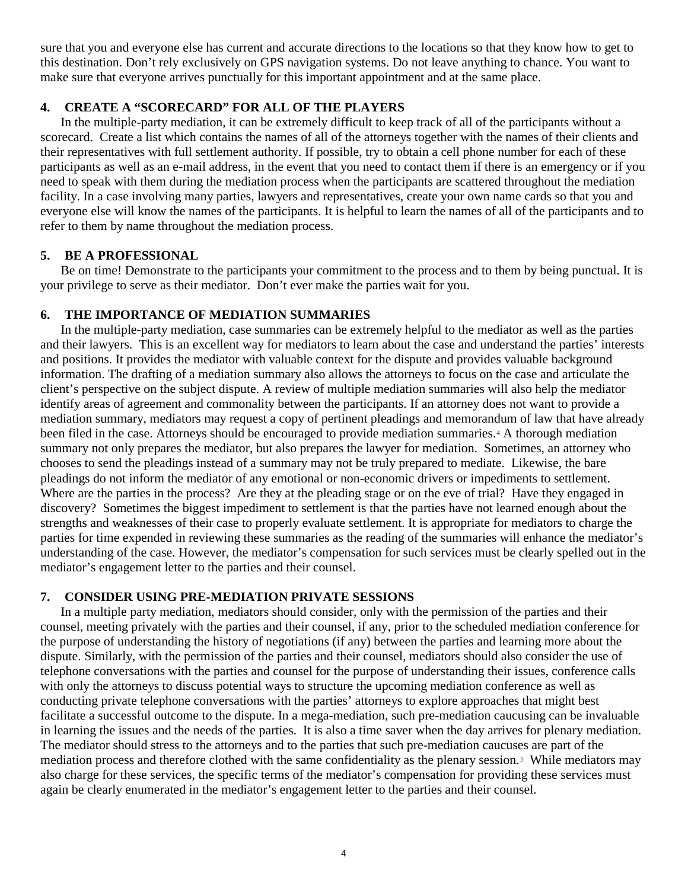sure that you and everyone else has current and accurate directions to the locations so that they know how to get to this destination. Don't rely exclusively on GPS navigation systems. Do not leave anything to chance. You want to make sure that everyone arrives punctually for this important appointment and at the same place.

### 4. CREATE A "SCORECARD" FOR ALL OF THE PLAYERS

In the multiple-party mediation, it can be extremely difficult to keep track of all of the participants without a scorecard. Create a list which contains the names of all of the attorneys together with the names of their clients and their representatives with full settlement authority. If possible, try to obtain a cell phone number for each of these participants as well as an e-mail address, in the event that you need to contact them if there is an emergency or if you need to speak with them during the mediation process when the participants are scattered throughout the mediation facility. In a case involving many parties, lawyers and representatives, create your own name cards so that you and everyone else will know the names of the participants. It is helpful to learn the names of all of the participants and to refer to them by name throughout the mediation process.

### 5. BE A PROFESSIONAL

Be on time! Demonstrate to the participants your commitment to the process and to them by being punctual. It is your privilege to serve as their mediator. Don't ever make the parties wait for you.

### 6. THE IMPORTANCE OF MEDIATION SUMMARIES

In the multiple-party mediation, case summaries can be extremely helpful to the mediator as well as the parties and their lawyers. This is an excellent way for mediators to learn about the case and understand the parties' interests and positions. It provides the mediator with valuable context for the dispute and provides valuable background information. The drafting of a mediation summary also allows the attorneys to focus on the case and articulate the client's perspective on the subject dispute. A review of multiple mediation summaries will also help the mediator identify areas of agreement and commonality between the participants. If an attorney does not want to provide a mediation summary, mediators may request a copy of pertinent pleadings and memorandum of law that have already been filed in the case. Attorneys should be encouraged to provide mediation summaries.[4] A thorough mediation summary not only prepares the mediator, but also prepares the lawyer for mediation. Sometimes, an attorney who chooses to send the pleadings instead of a summary may not be truly prepared to mediate. Likewise, the bare pleadings do not inform the mediator of any emotional or non-economic drivers or impediments to settlement. Where are the parties in the process? Are they at the pleading stage or on the eve of trial? Have they engaged in discovery? Sometimes the biggest impediment to settlement is that the parties have not learned enough about the strengths and weaknesses of their case to properly evaluate settlement. It is appropriate for mediators to charge the parties for time expended in reviewing these summaries as the reading of the summaries will enhance the mediator's understanding of the case. However, the mediator's compensation for such services must be clearly spelled out in the mediator's engagement letter to the parties and their counsel.

### 7. CONSIDER USING PRE-MEDIATION PRIVATE SESSIONS

In a multiple party mediation, mediators should consider, only with the permission of the parties and their counsel, meeting privately with the parties and their counsel, if any, prior to the scheduled mediation conference for the purpose of understanding the history of negotiations (if any) between the parties and learning more about the dispute. Similarly, with the permission of the parties and their counsel, mediators should also consider the use of telephone conversations with the parties and counsel for the purpose of understanding their issues, conference calls with only the attorneys to discuss potential ways to structure the upcoming mediation conference as well as conducting private telephone conversations with the parties' attorneys to explore approaches that might best facilitate a successful outcome to the dispute. In a mega-mediation, such pre-mediation caucusing can be invaluable in learning the issues and the needs of the parties. It is also a time saver when the day arrives for plenary mediation. The mediator should stress to the attorneys and to the parties that such pre-mediation caucuses are part of the mediation process and therefore clothed with the same confidentiality as the plenary session.[5] While mediators may also charge for these services, the specific terms of the mediator's compensation for providing these services must again be clearly enumerated in the mediator's engagement letter to the parties and their counsel.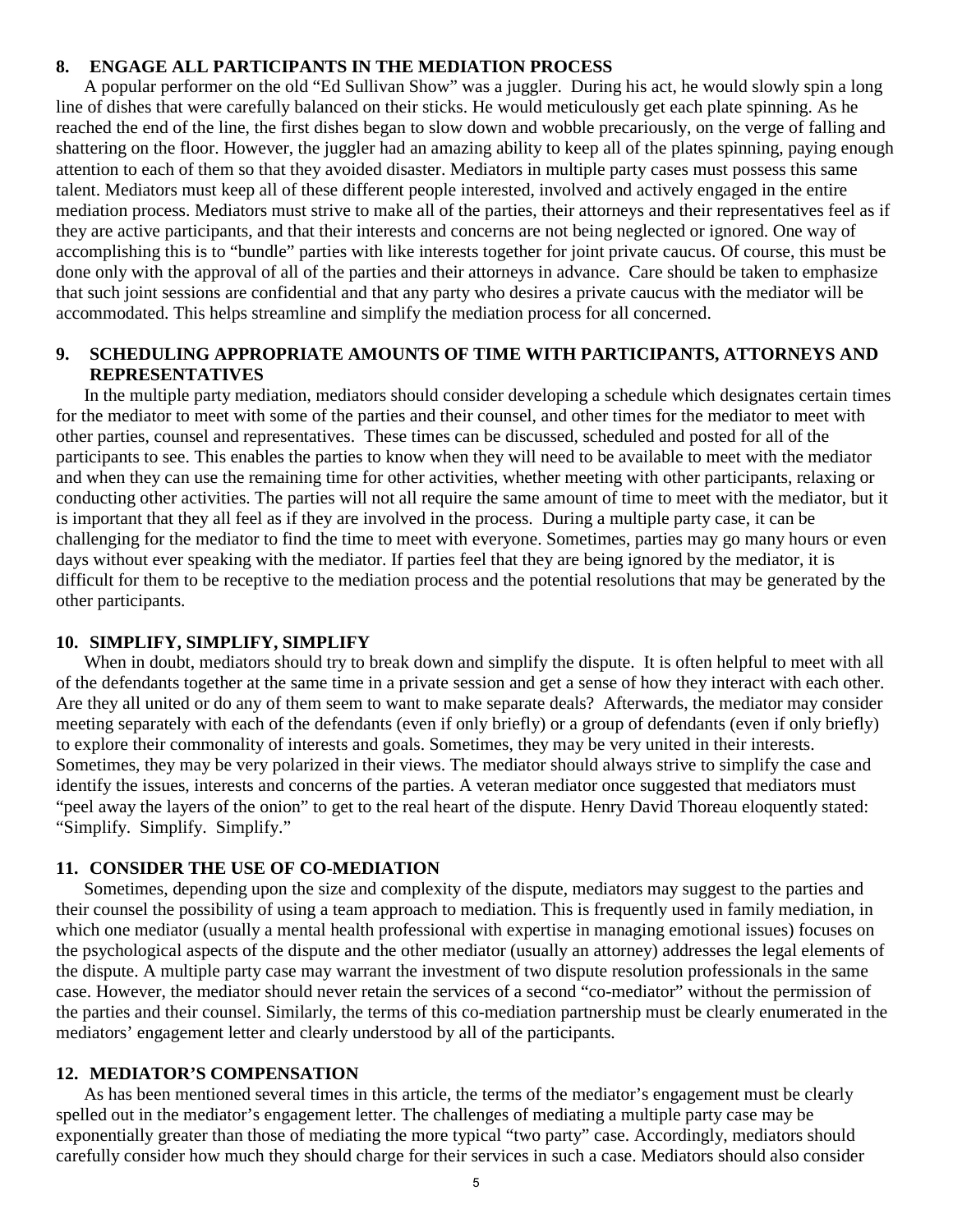## 8. ENGAGE ALL PARTICIPANTS IN THE MEDIATION PROCESS

A popular performer on the old "Ed Sullivan Show" was a juggler. During his act, he would slowly spin a long line of dishes that were carefully balanced on their sticks. He would meticulously get each plate spinning. As he reached the end of the line, the first dishes began to slow down and wobble precariously, on the verge of falling and shattering on the floor. However, the juggler had an amazing ability to keep all of the plates spinning, paying enough attention to each of them so that they avoided disaster. Mediators in multiple party cases must possess this same talent. Mediators must keep all of these different people interested, involved and actively engaged in the entire mediation process. Mediators must strive to make all of the parties, their attorneys and their representatives feel as if they are active participants, and that their interests and concerns are not being neglected or ignored. One way of accomplishing this is to "bundle" parties with like interests together for joint private caucus. Of course, this must be done only with the approval of all of the parties and their attorneys in advance. Care should be taken to emphasize that such joint sessions are confidential and that any party who desires a private caucus with the mediator will be accommodated. This helps streamline and simplify the mediation process for all concerned.

## 9. SCHEDULING APPROPRIATE AMOUNTS OF TIME WITH PARTICIPANTS, ATTORNEYS AND REPRESENTATIVES

In the multiple party mediation, mediators should consider developing a schedule which designates certain times for the mediator to meet with some of the parties and their counsel, and other times for the mediator to meet with other parties, counsel and representatives. These times can be discussed, scheduled and posted for all of the participants to see. This enables the parties to know when they will need to be available to meet with the mediator and when they can use the remaining time for other activities, whether meeting with other participants, relaxing or conducting other activities. The parties will not all require the same amount of time to meet with the mediator, but it is important that they all feel as if they are involved in the process. During a multiple party case, it can be challenging for the mediator to find the time to meet with everyone. Sometimes, parties may go many hours or even days without ever speaking with the mediator. If parties feel that they are being ignored by the mediator, it is difficult for them to be receptive to the mediation process and the potential resolutions that may be generated by the other participants.

## 10. SIMPLIFY, SIMPLIFY, SIMPLIFY

When in doubt, mediators should try to break down and simplify the dispute. It is often helpful to meet with all of the defendants together at the same time in a private session and get a sense of how they interact with each other. Are they all united or do any of them seem to want to make separate deals? Afterwards, the mediator may consider meeting separately with each of the defendants (even if only briefly) or a group of defendants (even if only briefly) to explore their commonality of interests and goals. Sometimes, they may be very united in their interests. Sometimes, they may be very polarized in their views. The mediator should always strive to simplify the case and identify the issues, interests and concerns of the parties. A veteran mediator once suggested that mediators must "peel away the layers of the onion" to get to the real heart of the dispute. Henry David Thoreau eloquently stated: "Simplify. Simplify. Simplify."

## 11. CONSIDER THE USE OF CO-MEDIATION

Sometimes, depending upon the size and complexity of the dispute, mediators may suggest to the parties and their counsel the possibility of using a team approach to mediation. This is frequently used in family mediation, in which one mediator (usually a mental health professional with expertise in managing emotional issues) focuses on the psychological aspects of the dispute and the other mediator (usually an attorney) addresses the legal elements of the dispute. A multiple party case may warrant the investment of two dispute resolution professionals in the same case. However, the mediator should never retain the services of a second "co-mediator" without the permission of the parties and their counsel. Similarly, the terms of this co-mediation partnership must be clearly enumerated in the mediators' engagement letter and clearly understood by all of the participants.

## 12. MEDIATOR'S COMPENSATION

As has been mentioned several times in this article, the terms of the mediator's engagement must be clearly spelled out in the mediator's engagement letter. The challenges of mediating a multiple party case may be exponentially greater than those of mediating the more typical "two party" case. Accordingly, mediators should carefully consider how much they should charge for their services in such a case. Mediators should also consider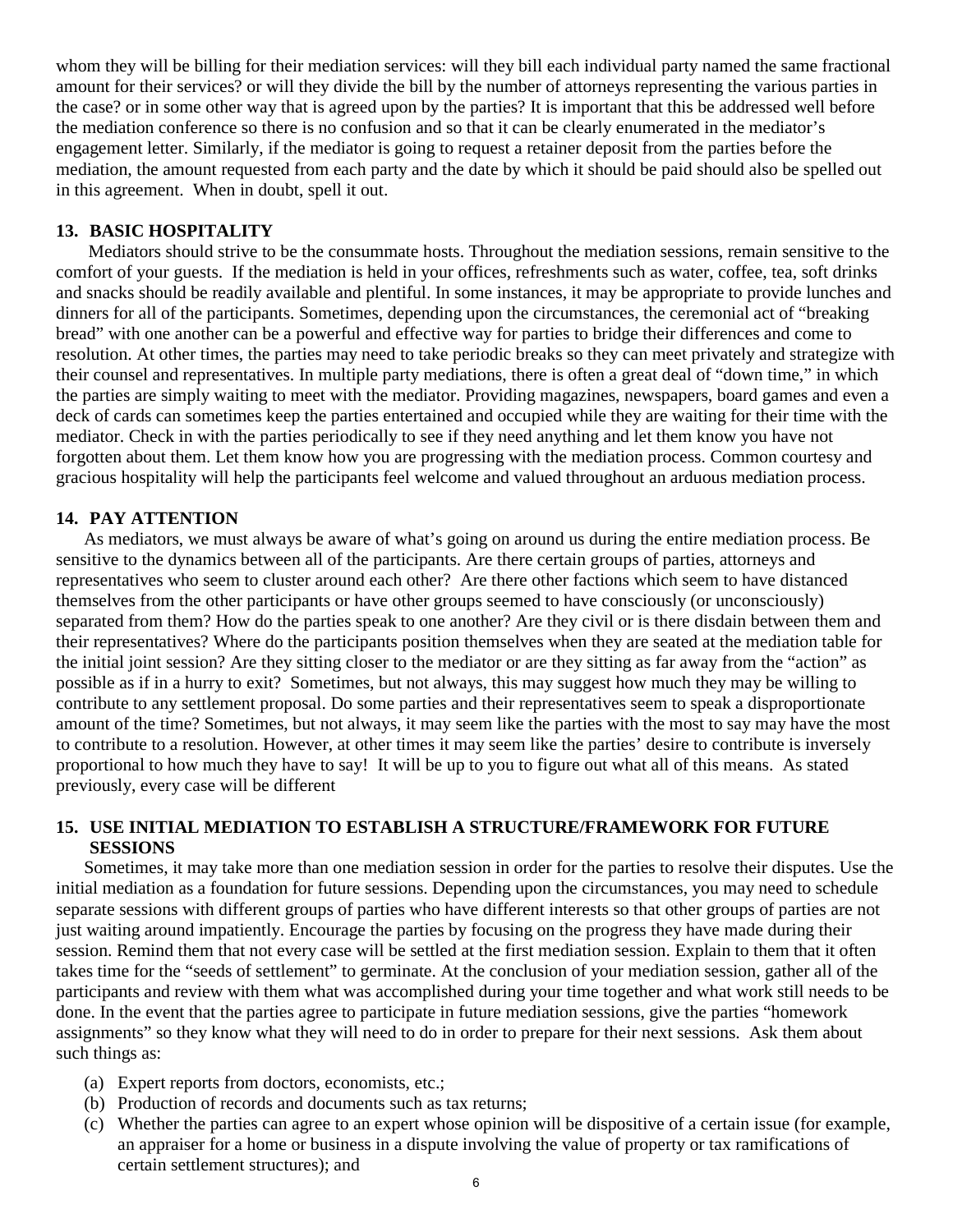whom they will be billing for their mediation services: will they bill each individual party named the same fractional amount for their services? or will they divide the bill by the number of attorneys representing the various parties in the case? or in some other way that is agreed upon by the parties? It is important that this be addressed well before the mediation conference so there is no confusion and so that it can be clearly enumerated in the mediator's engagement letter. Similarly, if the mediator is going to request a retainer deposit from the parties before the mediation, the amount requested from each party and the date by which it should be paid should also be spelled out in this agreement. When in doubt, spell it out.

### 13. BASIC HOSPITALITY

Mediators should strive to be the consummate hosts. Throughout the mediation sessions, remain sensitive to the comfort of your guests. If the mediation is held in your offices, refreshments such as water, coffee, tea, soft drinks and snacks should be readily available and plentiful. In some instances, it may be appropriate to provide lunches and dinners for all of the participants. Sometimes, depending upon the circumstances, the ceremonial act of "breaking bread" with one another can be a powerful and effective way for parties to bridge their differences and come to resolution. At other times, the parties may need to take periodic breaks so they can meet privately and strategize with their counsel and representatives. In multiple party mediations, there is often a great deal of "down time," in which the parties are simply waiting to meet with the mediator. Providing magazines, newspapers, board games and even a deck of cards can sometimes keep the parties entertained and occupied while they are waiting for their time with the mediator. Check in with the parties periodically to see if they need anything and let them know you have not forgotten about them. Let them know how you are progressing with the mediation process. Common courtesy and gracious hospitality will help the participants feel welcome and valued throughout an arduous mediation process.

### 14. PAY ATTENTION

As mediators, we must always be aware of what's going on around us during the entire mediation process. Be sensitive to the dynamics between all of the participants. Are there certain groups of parties, attorneys and representatives who seem to cluster around each other? Are there other factions which seem to have distanced themselves from the other participants or have other groups seemed to have consciously (or unconsciously) separated from them? How do the parties speak to one another? Are they civil or is there disdain between them and their representatives? Where do the participants position themselves when they are seated at the mediation table for the initial joint session? Are they sitting closer to the mediator or are they sitting as far away from the "action" as possible as if in a hurry to exit? Sometimes, but not always, this may suggest how much they may be willing to contribute to any settlement proposal. Do some parties and their representatives seem to speak a disproportionate amount of the time? Sometimes, but not always, it may seem like the parties with the most to say may have the most to contribute to a resolution. However, at other times it may seem like the parties' desire to contribute is inversely proportional to how much they have to say! It will be up to you to figure out what all of this means. As stated previously, every case will be different

### 15. USE INITIAL MEDIATION TO ESTABLISH A STRUCTURE/FRAMEWORK FOR FUTURE SESSIONS

Sometimes, it may take more than one mediation session in order for the parties to resolve their disputes. Use the initial mediation as a foundation for future sessions. Depending upon the circumstances, you may need to schedule separate sessions with different groups of parties who have different interests so that other groups of parties are not just waiting around impatiently. Encourage the parties by focusing on the progress they have made during their session. Remind them that not every case will be settled at the first mediation session. Explain to them that it often takes time for the "seeds of settlement" to germinate. At the conclusion of your mediation session, gather all of the participants and review with them what was accomplished during your time together and what work still needs to be done. In the event that the parties agree to participate in future mediation sessions, give the parties "homework assignments" so they know what they will need to do in order to prepare for their next sessions. Ask them about such things as:

(a) Expert reports from doctors, economists, etc.;
(b) Production of records and documents such as tax returns;
(c) Whether the parties can agree to an expert whose opinion will be dispositive of a certain issue (for example, an appraiser for a home or business in a dispute involving the value of property or tax ramifications of certain settlement structures); and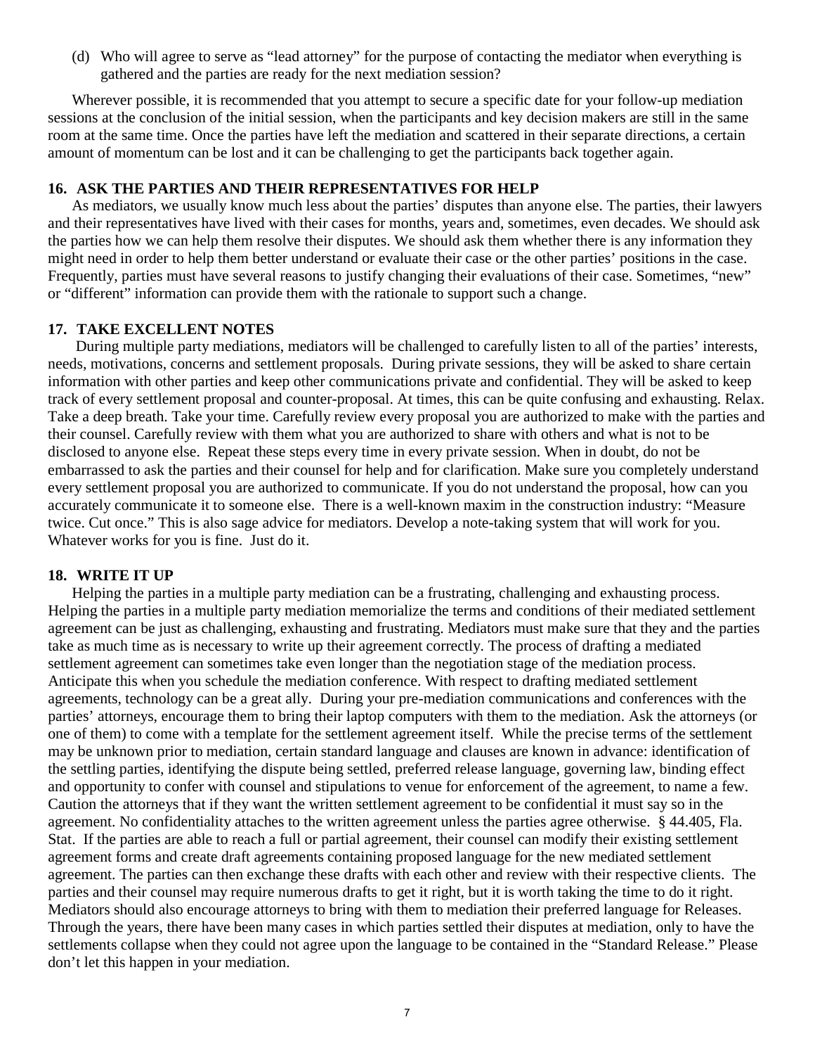(d) Who will agree to serve as "lead attorney" for the purpose of contacting the mediator when everything is gathered and the parties are ready for the next mediation session?

Wherever possible, it is recommended that you attempt to secure a specific date for your follow-up mediation sessions at the conclusion of the initial session, when the participants and key decision makers are still in the same room at the same time. Once the parties have left the mediation and scattered in their separate directions, a certain amount of momentum can be lost and it can be challenging to get the participants back together again.

## 16. ASK THE PARTIES AND THEIR REPRESENTATIVES FOR HELP

As mediators, we usually know much less about the parties' disputes than anyone else. The parties, their lawyers and their representatives have lived with their cases for months, years and, sometimes, even decades. We should ask the parties how we can help them resolve their disputes. We should ask them whether there is any information they might need in order to help them better understand or evaluate their case or the other parties' positions in the case. Frequently, parties must have several reasons to justify changing their evaluations of their case. Sometimes, "new" or "different" information can provide them with the rationale to support such a change.

## 17. TAKE EXCELLENT NOTES

During multiple party mediations, mediators will be challenged to carefully listen to all of the parties' interests, needs, motivations, concerns and settlement proposals. During private sessions, they will be asked to share certain information with other parties and keep other communications private and confidential. They will be asked to keep track of every settlement proposal and counter-proposal. At times, this can be quite confusing and exhausting. Relax. Take a deep breath. Take your time. Carefully review every proposal you are authorized to make with the parties and their counsel. Carefully review with them what you are authorized to share with others and what is not to be disclosed to anyone else. Repeat these steps every time in every private session. When in doubt, do not be embarrassed to ask the parties and their counsel for help and for clarification. Make sure you completely understand every settlement proposal you are authorized to communicate. If you do not understand the proposal, how can you accurately communicate it to someone else. There is a well-known maxim in the construction industry: "Measure twice. Cut once." This is also sage advice for mediators. Develop a note-taking system that will work for you. Whatever works for you is fine. Just do it.

## 18. WRITE IT UP

Helping the parties in a multiple party mediation can be a frustrating, challenging and exhausting process. Helping the parties in a multiple party mediation memorialize the terms and conditions of their mediated settlement agreement can be just as challenging, exhausting and frustrating. Mediators must make sure that they and the parties take as much time as is necessary to write up their agreement correctly. The process of drafting a mediated settlement agreement can sometimes take even longer than the negotiation stage of the mediation process. Anticipate this when you schedule the mediation conference. With respect to drafting mediated settlement agreements, technology can be a great ally. During your pre-mediation communications and conferences with the parties' attorneys, encourage them to bring their laptop computers with them to the mediation. Ask the attorneys (or one of them) to come with a template for the settlement agreement itself. While the precise terms of the settlement may be unknown prior to mediation, certain standard language and clauses are known in advance: identification of the settling parties, identifying the dispute being settled, preferred release language, governing law, binding effect and opportunity to confer with counsel and stipulations to venue for enforcement of the agreement, to name a few. Caution the attorneys that if they want the written settlement agreement to be confidential it must say so in the agreement. No confidentiality attaches to the written agreement unless the parties agree otherwise. § 44.405, Fla. Stat. If the parties are able to reach a full or partial agreement, their counsel can modify their existing settlement agreement forms and create draft agreements containing proposed language for the new mediated settlement agreement. The parties can then exchange these drafts with each other and review with their respective clients. The parties and their counsel may require numerous drafts to get it right, but it is worth taking the time to do it right. Mediators should also encourage attorneys to bring with them to mediation their preferred language for Releases. Through the years, there have been many cases in which parties settled their disputes at mediation, only to have the settlements collapse when they could not agree upon the language to be contained in the "Standard Release." Please don't let this happen in your mediation.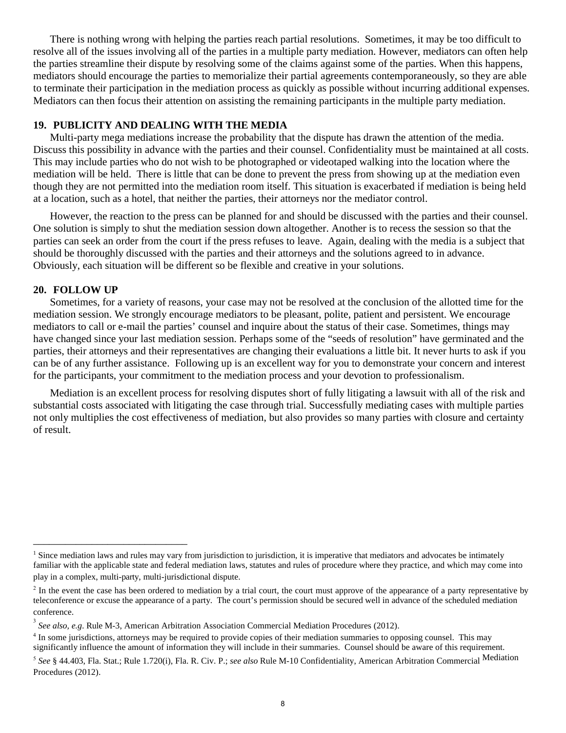There is nothing wrong with helping the parties reach partial resolutions. Sometimes, it may be too difficult to resolve all of the issues involving all of the parties in a multiple party mediation. However, mediators can often help the parties streamline their dispute by resolving some of the claims against some of the parties. When this happens, mediators should encourage the parties to memorialize their partial agreements contemporaneously, so they are able to terminate their participation in the mediation process as quickly as possible without incurring additional expenses. Mediators can then focus their attention on assisting the remaining participants in the multiple party mediation.

## 19. PUBLICITY AND DEALING WITH THE MEDIA

Multi-party mega mediations increase the probability that the dispute has drawn the attention of the media. Discuss this possibility in advance with the parties and their counsel. Confidentiality must be maintained at all costs. This may include parties who do not wish to be photographed or videotaped walking into the location where the mediation will be held. There is little that can be done to prevent the press from showing up at the mediation even though they are not permitted into the mediation room itself. This situation is exacerbated if mediation is being held at a location, such as a hotel, that neither the parties, their attorneys nor the mediator control.

However, the reaction to the press can be planned for and should be discussed with the parties and their counsel. One solution is simply to shut the mediation session down altogether. Another is to recess the session so that the parties can seek an order from the court if the press refuses to leave. Again, dealing with the media is a subject that should be thoroughly discussed with the parties and their attorneys and the solutions agreed to in advance. Obviously, each situation will be different so be flexible and creative in your solutions.

## 20. FOLLOW UP

Sometimes, for a variety of reasons, your case may not be resolved at the conclusion of the allotted time for the mediation session. We strongly encourage mediators to be pleasant, polite, patient and persistent. We encourage mediators to call or e-mail the parties' counsel and inquire about the status of their case. Sometimes, things may have changed since your last mediation session. Perhaps some of the "seeds of resolution" have germinated and the parties, their attorneys and their representatives are changing their evaluations a little bit. It never hurts to ask if you can be of any further assistance. Following up is an excellent way for you to demonstrate your concern and interest for the participants, your commitment to the mediation process and your devotion to professionalism.

Mediation is an excellent process for resolving disputes short of fully litigating a lawsuit with all of the risk and substantial costs associated with litigating the case through trial. Successfully mediating cases with multiple parties not only multiplies the cost effectiveness of mediation, but also provides so many parties with closure and certainty of result.

---

[1] Since mediation laws and rules may vary from jurisdiction to jurisdiction, it is imperative that mediators and advocates be intimately familiar with the applicable state and federal mediation laws, statutes and rules of procedure where they practice, and which may come into play in a complex, multi-party, multi-jurisdictional dispute.

[2] In the event the case has been ordered to mediation by a trial court, the court must approve of the appearance of a party representative by teleconference or excuse the appearance of a party. The court's permission should be secured well in advance of the scheduled mediation conference.

[3] *See also, e.g*. Rule M-3, American Arbitration Association Commercial Mediation Procedures (2012).

[4] In some jurisdictions, attorneys may be required to provide copies of their mediation summaries to opposing counsel. This may significantly influence the amount of information they will include in their summaries. Counsel should be aware of this requirement.

[5] *See* § 44.403, Fla. Stat.; Rule 1.720(i), Fla. R. Civ. P.; *see also* Rule M-10 Confidentiality, American Arbitration Commercial Mediation Procedures (2012).